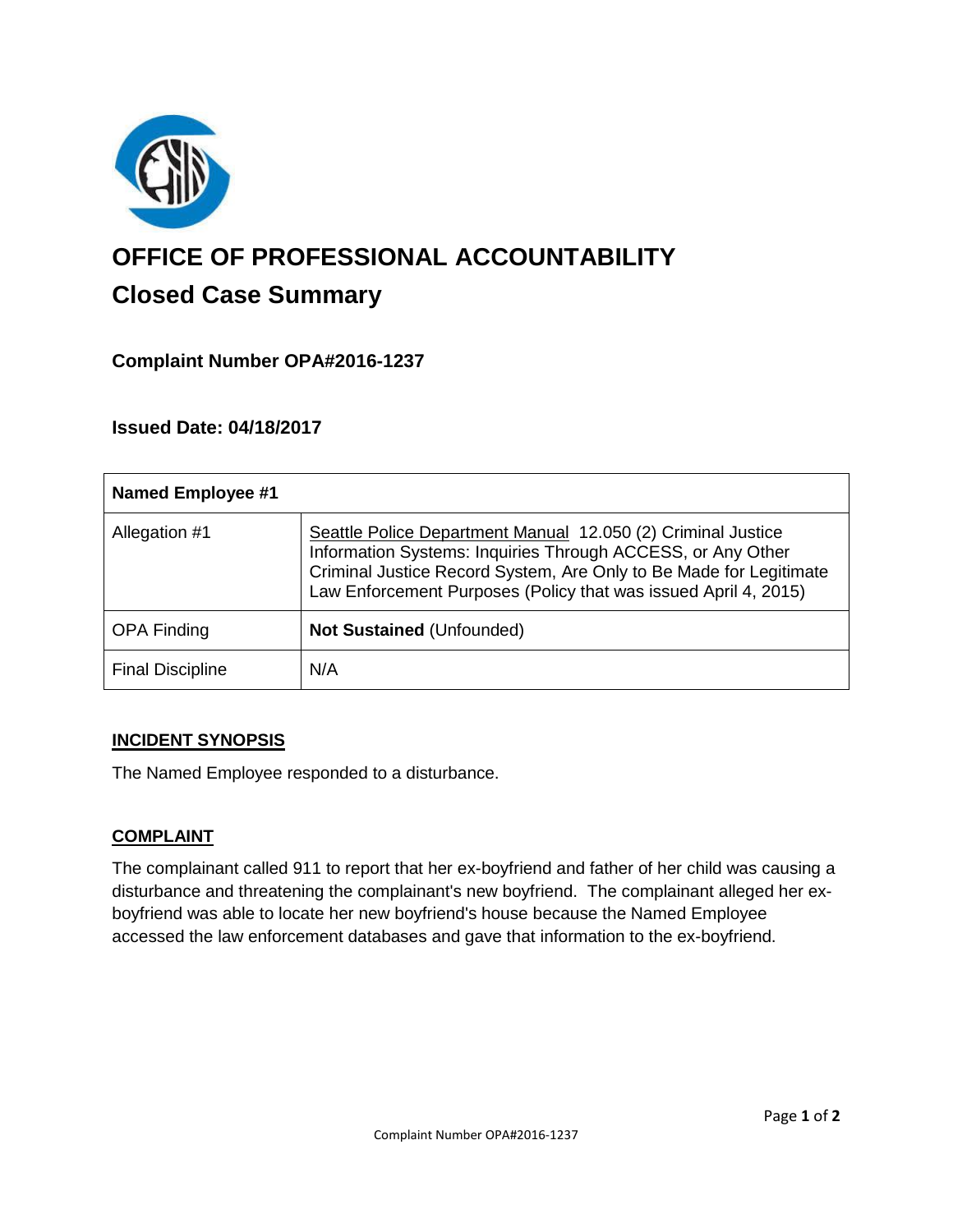# OFFICE OF PROFESSIONAL ACCOUNTABILITY

## Closed Case Summary

### Complaint Number OPA#2016-1237

### Issued Date: 04/18/2017

| **Named Employee #1** | |
|---|---|
| Allegation #1 | Seattle Police Department Manual 12.050 (2) Criminal Justice Information Systems: Inquiries Through ACCESS, or Any Other Criminal Justice Record System, Are Only to Be Made for Legitimate Law Enforcement Purposes (Policy that was issued April 4, 2015) |
| OPA Finding | **Not Sustained** (Unfounded) |
| Final Discipline | N/A |

**INCIDENT SYNOPSIS**

The Named Employee responded to a disturbance.

**COMPLAINT**

The complainant called 911 to report that her ex-boyfriend and father of her child was causing a disturbance and threatening the complainant's new boyfriend. The complainant alleged her ex-boyfriend was able to locate her new boyfriend's house because the Named Employee accessed the law enforcement databases and gave that information to the ex-boyfriend.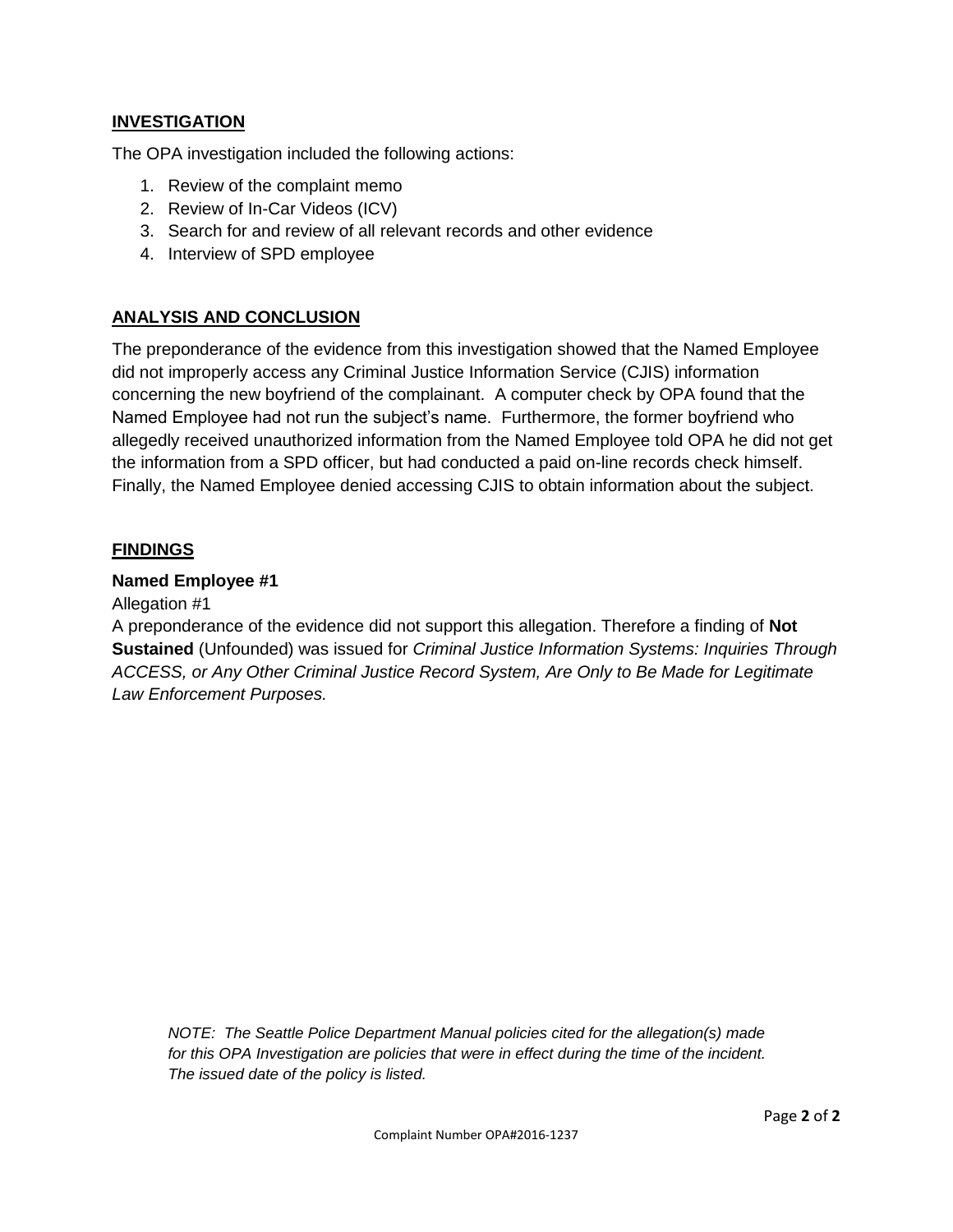## INVESTIGATION

The OPA investigation included the following actions:

1. Review of the complaint memo
2. Review of In-Car Videos (ICV)
3. Search for and review of all relevant records and other evidence
4. Interview of SPD employee

## ANALYSIS AND CONCLUSION

The preponderance of the evidence from this investigation showed that the Named Employee did not improperly access any Criminal Justice Information Service (CJIS) information concerning the new boyfriend of the complainant. A computer check by OPA found that the Named Employee had not run the subject's name. Furthermore, the former boyfriend who allegedly received unauthorized information from the Named Employee told OPA he did not get the information from a SPD officer, but had conducted a paid on-line records check himself. Finally, the Named Employee denied accessing CJIS to obtain information about the subject.

## FINDINGS

**Named Employee #1**

Allegation #1

A preponderance of the evidence did not support this allegation. Therefore a finding of **Not Sustained** (Unfounded) was issued for *Criminal Justice Information Systems: Inquiries Through ACCESS, or Any Other Criminal Justice Record System, Are Only to Be Made for Legitimate Law Enforcement Purposes.*

*NOTE: The Seattle Police Department Manual policies cited for the allegation(s) made for this OPA Investigation are policies that were in effect during the time of the incident. The issued date of the policy is listed.*

Complaint Number OPA#2016-1237